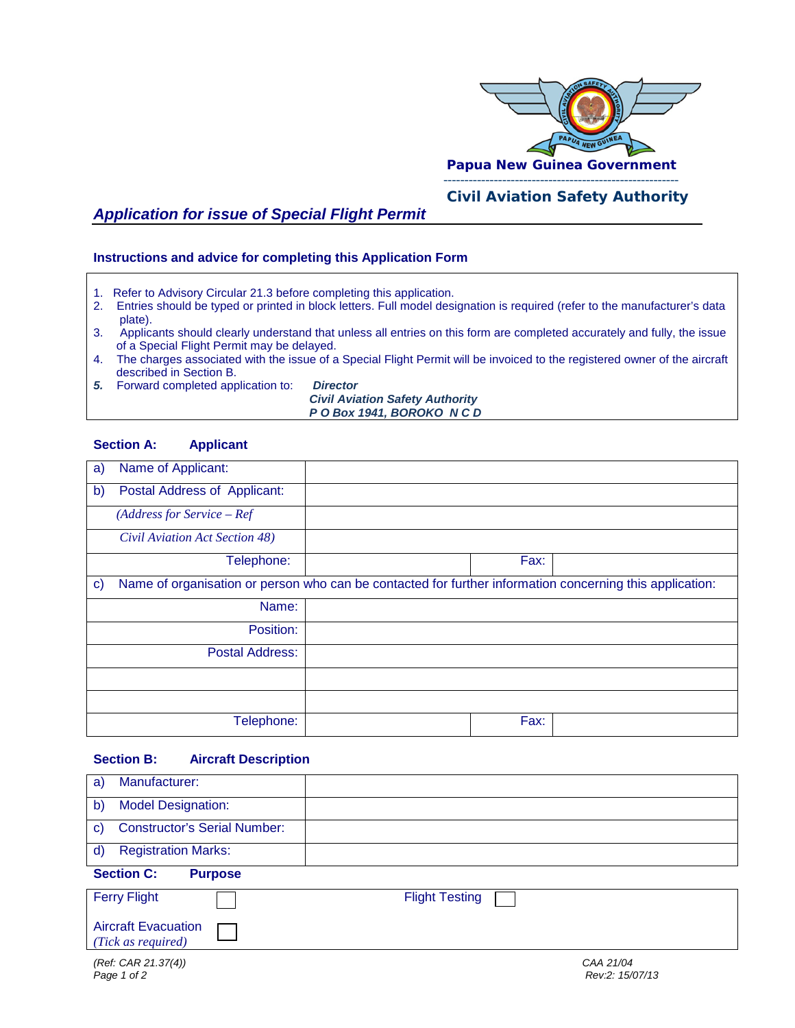Papua New Guinea Government

Civil Aviation Safety Authority

## *Application for issue of Special Flight Permit*

### Instructions and advice for completing this Application Form

1. Refer to Advisory Circular 21.3 before completing this application.
2. Entries should be typed or printed in block letters. Full model designation is required (refer to the manufacturer's data plate).
3. Applicants should clearly understand that unless all entries on this form are completed accurately and fully, the issue of a Special Flight Permit may be delayed.
4. The charges associated with the issue of a Special Flight Permit will be invoiced to the registered owner of the aircraft described in Section B.
5. Forward completed application to: ***Director***
   ***Civil Aviation Safety Authority***
   ***P O Box 1941, BOROKO N C D***

### Section A: Applicant

| | | | |
|---|---|---|---|
| a) Name of Applicant: | | | |
| b) Postal Address of Applicant: | | | |
| *(Address for Service – Ref* | | | |
| *Civil Aviation Act Section 48)* | | | |
| Telephone: | | Fax: | |
| c) Name of organisation or person who can be contacted for further information concerning this application: | | | |
| Name: | | | |
| Position: | | | |
| Postal Address: | | | |
| | | | |
| | | | |
| Telephone: | | Fax: | |

### Section B: Aircraft Description

| | |
|---|---|
| a) Manufacturer: | |
| b) Model Designation: | |
| c) Constructor's Serial Number: | |
| d) Registration Marks: | |

### Section C: Purpose

| | | | |
|---|---|---|---|
| Ferry Flight | ☐ | Flight Testing | ☐ |
| Aircraft Evacuation *(Tick as required)* | ☐ | | |

*(Ref: CAR 21.37(4))*

*CAA 21/04*
*Rev:2: 15/07/13*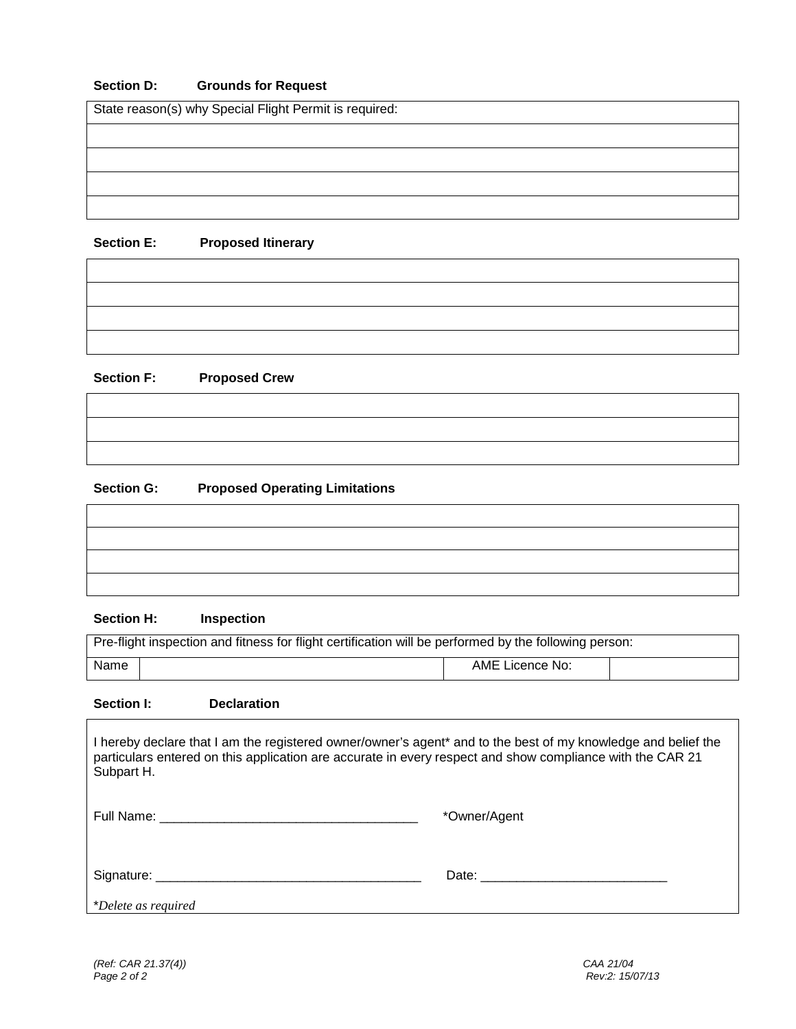**Section D: Grounds for Request**

| State reason(s) why Special Flight Permit is required: |
|---|
| |
| |
| |
| |

**Section E: Proposed Itinerary**

| |
|---|
| |
| |
| |
| |

**Section F: Proposed Crew**

| |
|---|
| |
| |
| |

**Section G: Proposed Operating Limitations**

| |
|---|
| |
| |
| |
| |

**Section H: Inspection**

| Pre-flight inspection and fitness for flight certification will be performed by the following person: | | | |
|---|---|---|---|
| Name | | AME Licence No: | |

**Section I: Declaration**

I hereby declare that I am the registered owner/owner's agent* and to the best of my knowledge and belief the particulars entered on this application are accurate in every respect and show compliance with the CAR 21 Subpart H.

Full Name: ____________________________________ *Owner/Agent

Signature: _____________________________________ Date: __________________________

**Delete as required*

*(Ref: CAR 21.37(4))* *CAA 21/04*
*Rev:2: 15/07/13*